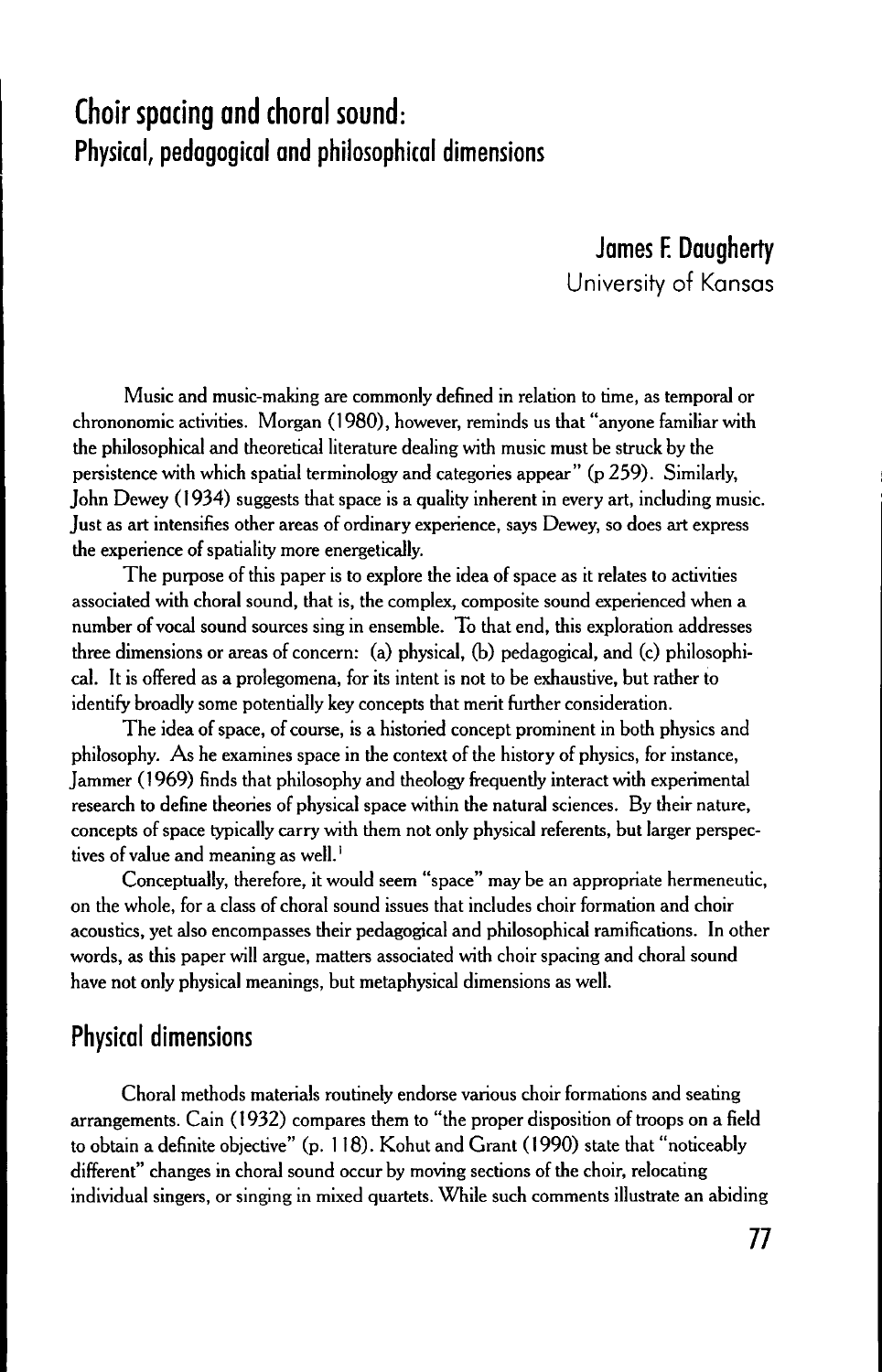# Choir spacing and choral sound:
## Physical, pedagogical and philosophical dimensions

**James F. Daugherty**
University of Kansas

Music and music-making are commonly defined in relation to time, as temporal or chrononomic activities. Morgan (1980), however, reminds us that "anyone familiar with the philosophical and theoretical literature dealing with music must be struck by the persistence with which spatial terminology and categories appear" (p 259). Similarly, John Dewey (1934) suggests that space is a quality inherent in every art, including music. Just as art intensifies other areas of ordinary experience, says Dewey, so does art express the experience of spatiality more energetically.

The purpose of this paper is to explore the idea of space as it relates to activities associated with choral sound, that is, the complex, composite sound experienced when a number of vocal sound sources sing in ensemble. To that end, this exploration addresses three dimensions or areas of concern: (a) physical, (b) pedagogical, and (c) philosophical. It is offered as a prolegomena, for its intent is not to be exhaustive, but rather to identify broadly some potentially key concepts that merit further consideration.

The idea of space, of course, is a historied concept prominent in both physics and philosophy. As he examines space in the context of the history of physics, for instance, Jammer (1969) finds that philosophy and theology frequently interact with experimental research to define theories of physical space within the natural sciences. By their nature, concepts of space typically carry with them not only physical referents, but larger perspectives of value and meaning as well.[1]

Conceptually, therefore, it would seem "space" may be an appropriate hermeneutic, on the whole, for a class of choral sound issues that includes choir formation and choir acoustics, yet also encompasses their pedagogical and philosophical ramifications. In other words, as this paper will argue, matters associated with choir spacing and choral sound have not only physical meanings, but metaphysical dimensions as well.

## Physical dimensions

Choral methods materials routinely endorse various choir formations and seating arrangements. Cain (1932) compares them to "the proper disposition of troops on a field to obtain a definite objective" (p. 118). Kohut and Grant (1990) state that "noticeably different" changes in choral sound occur by moving sections of the choir, relocating individual singers, or singing in mixed quartets. While such comments illustrate an abiding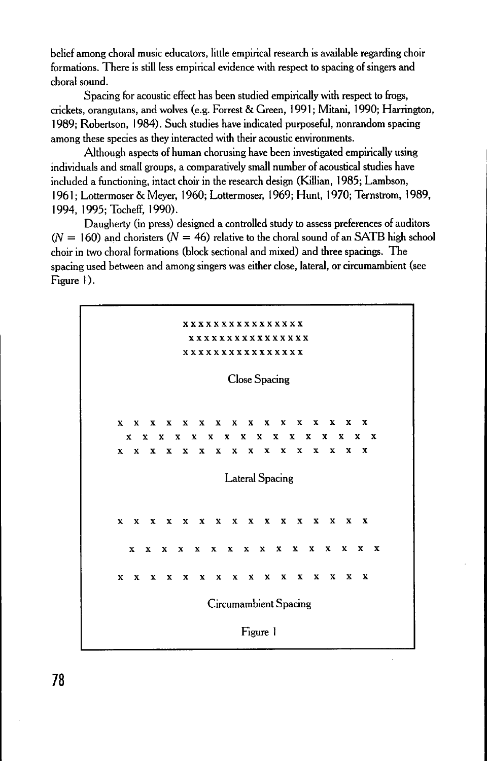belief among choral music educators, little empirical research is available regarding choir formations. There is still less empirical evidence with respect to spacing of singers and choral sound.

Spacing for acoustic effect has been studied empirically with respect to frogs, crickets, orangutans, and wolves (e.g. Forrest & Green, 1991; Mitani, 1990; Harrington, 1989; Robertson, 1984). Such studies have indicated purposeful, nonrandom spacing among these species as they interacted with their acoustic environments.

Although aspects of human chorusing have been investigated empirically using individuals and small groups, a comparatively small number of acoustical studies have included a functioning, intact choir in the research design (Killian, 1985; Lambson, 1961; Lottermoser & Meyer, 1960; Lottermoser, 1969; Hunt, 1970; Ternstrom, 1989, 1994, 1995; Tocheff, 1990).

Daugherty (in press) designed a controlled study to assess preferences of auditors ($N = 160$) and choristers ($N = 46$) relative to the choral sound of an SATB high school choir in two choral formations (block sectional and mixed) and three spacings. The spacing used between and among singers was either close, lateral, or circumambient (see Figure 1).

```
xxxxxxxxxxxxxxx
 xxxxxxxxxxxxxxx
xxxxxxxxxxxxxxx

Close Spacing

x  x  x  x  x  x  x  x  x  x  x  x  x  x  x
  x  x  x  x  x  x  x  x  x  x  x  x  x  x  x
x  x  x  x  x  x  x  x  x  x  x  x  x  x  x

Lateral Spacing

x  x  x  x  x  x  x  x  x  x  x  x  x  x  x

  x  x  x  x  x  x  x  x  x  x  x  x  x  x  x

x  x  x  x  x  x  x  x  x  x  x  x  x  x  x

Circumambient Spacing
```

Figure 1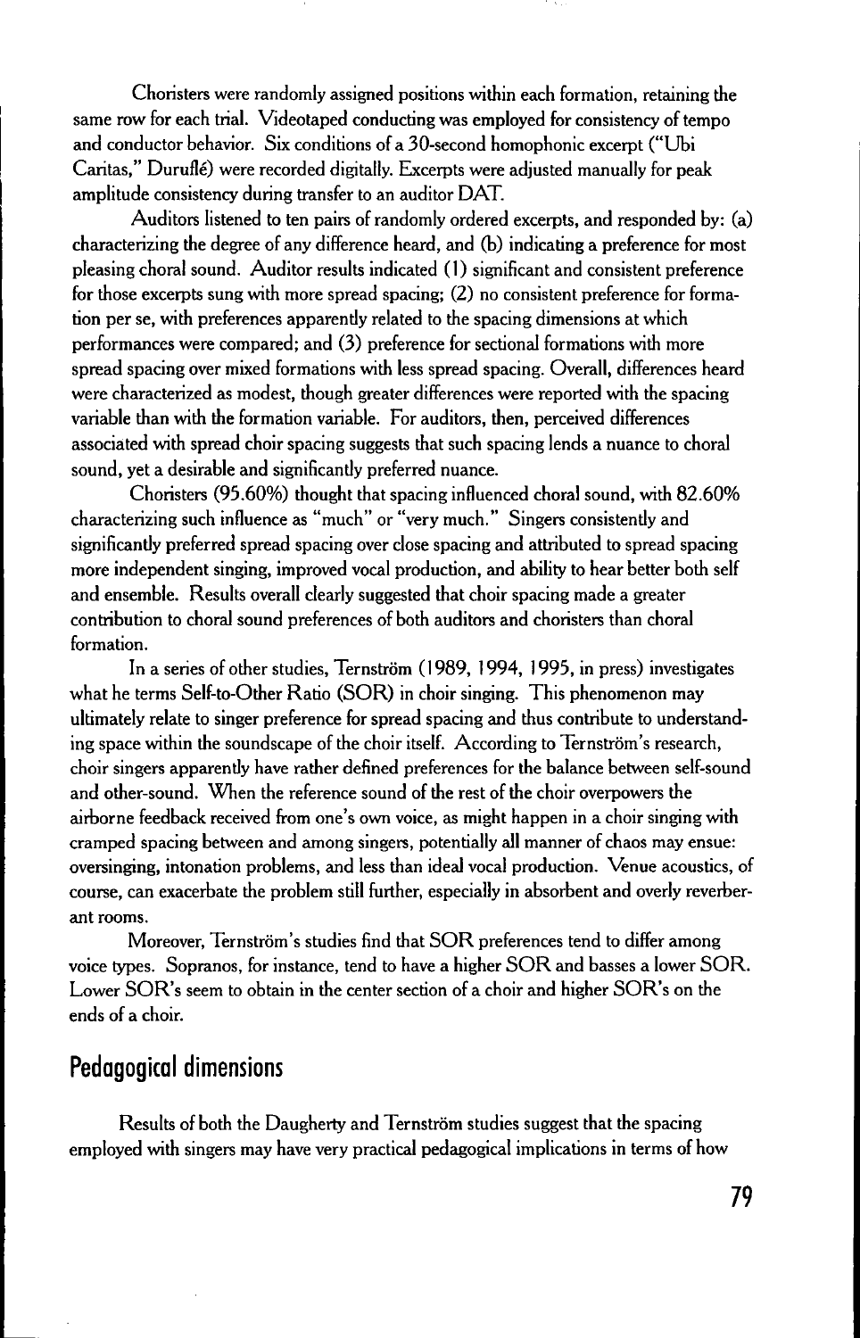Choristers were randomly assigned positions within each formation, retaining the same row for each trial. Videotaped conducting was employed for consistency of tempo and conductor behavior. Six conditions of a 30-second homophonic excerpt ("Ubi Caritas," Duruflé) were recorded digitally. Excerpts were adjusted manually for peak amplitude consistency during transfer to an auditor DAT.

Auditors listened to ten pairs of randomly ordered excerpts, and responded by: (a) characterizing the degree of any difference heard, and (b) indicating a preference for most pleasing choral sound. Auditor results indicated (1) significant and consistent preference for those excerpts sung with more spread spacing; (2) no consistent preference for formation per se, with preferences apparently related to the spacing dimensions at which performances were compared; and (3) preference for sectional formations with more spread spacing over mixed formations with less spread spacing. Overall, differences heard were characterized as modest, though greater differences were reported with the spacing variable than with the formation variable. For auditors, then, perceived differences associated with spread choir spacing suggests that such spacing lends a nuance to choral sound, yet a desirable and significantly preferred nuance.

Choristers (95.60%) thought that spacing influenced choral sound, with 82.60% characterizing such influence as "much" or "very much." Singers consistently and significantly preferred spread spacing over close spacing and attributed to spread spacing more independent singing, improved vocal production, and ability to hear better both self and ensemble. Results overall clearly suggested that choir spacing made a greater contribution to choral sound preferences of both auditors and choristers than choral formation.

In a series of other studies, Ternström (1989, 1994, 1995, in press) investigates what he terms Self-to-Other Ratio (SOR) in choir singing. This phenomenon may ultimately relate to singer preference for spread spacing and thus contribute to understanding space within the soundscape of the choir itself. According to Ternström's research, choir singers apparently have rather defined preferences for the balance between self-sound and other-sound. When the reference sound of the rest of the choir overpowers the airborne feedback received from one's own voice, as might happen in a choir singing with cramped spacing between and among singers, potentially all manner of chaos may ensue: oversinging, intonation problems, and less than ideal vocal production. Venue acoustics, of course, can exacerbate the problem still further, especially in absorbent and overly reverberant rooms.

Moreover, Ternström's studies find that SOR preferences tend to differ among voice types. Sopranos, for instance, tend to have a higher SOR and basses a lower SOR. Lower SOR's seem to obtain in the center section of a choir and higher SOR's on the ends of a choir.

## Pedagogical dimensions

Results of both the Daugherty and Ternström studies suggest that the spacing employed with singers may have very practical pedagogical implications in terms of how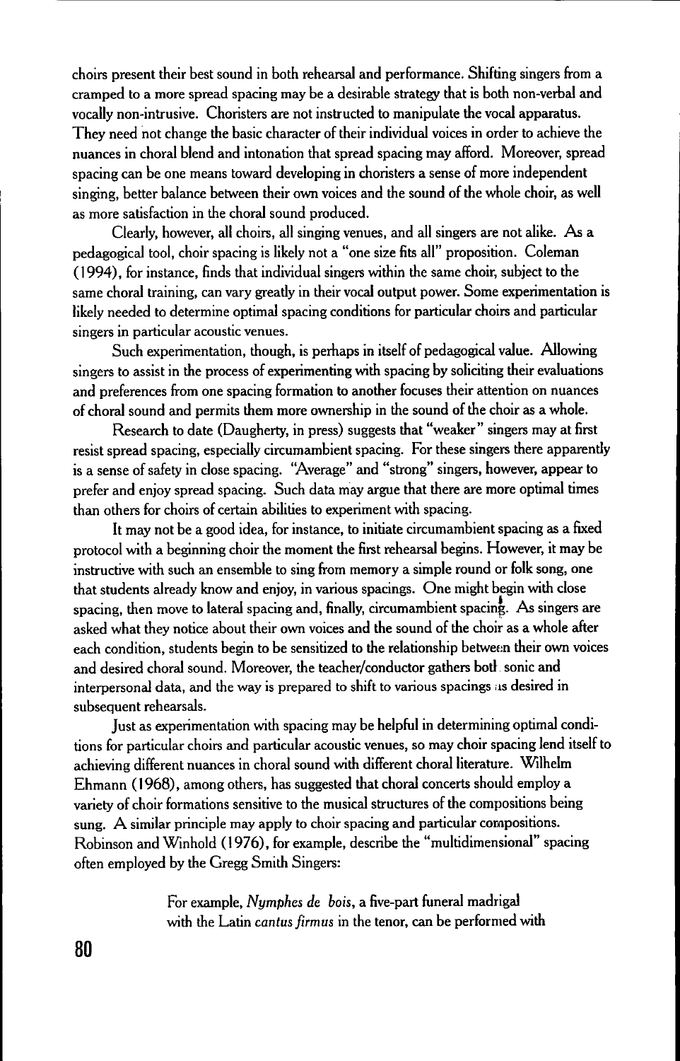choirs present their best sound in both rehearsal and performance. Shifting singers from a cramped to a more spread spacing may be a desirable strategy that is both non-verbal and vocally non-intrusive. Choristers are not instructed to manipulate the vocal apparatus. They need not change the basic character of their individual voices in order to achieve the nuances in choral blend and intonation that spread spacing may afford. Moreover, spread spacing can be one means toward developing in choristers a sense of more independent singing, better balance between their own voices and the sound of the whole choir, as well as more satisfaction in the choral sound produced.

Clearly, however, all choirs, all singing venues, and all singers are not alike. As a pedagogical tool, choir spacing is likely not a "one size fits all" proposition. Coleman (1994), for instance, finds that individual singers within the same choir, subject to the same choral training, can vary greatly in their vocal output power. Some experimentation is likely needed to determine optimal spacing conditions for particular choirs and particular singers in particular acoustic venues.

Such experimentation, though, is perhaps in itself of pedagogical value. Allowing singers to assist in the process of experimenting with spacing by soliciting their evaluations and preferences from one spacing formation to another focuses their attention on nuances of choral sound and permits them more ownership in the sound of the choir as a whole.

Research to date (Daugherty, in press) suggests that "weaker" singers may at first resist spread spacing, especially circumambient spacing. For these singers there apparently is a sense of safety in close spacing. "Average" and "strong" singers, however, appear to prefer and enjoy spread spacing. Such data may argue that there are more optimal times than others for choirs of certain abilities to experiment with spacing.

It may not be a good idea, for instance, to initiate circumambient spacing as a fixed protocol with a beginning choir the moment the first rehearsal begins. However, it may be instructive with such an ensemble to sing from memory a simple round or folk song, one that students already know and enjoy, in various spacings. One might begin with close spacing, then move to lateral spacing and, finally, circumambient spacing. As singers are asked what they notice about their own voices and the sound of the choir as a whole after each condition, students begin to be sensitized to the relationship between their own voices and desired choral sound. Moreover, the teacher/conductor gathers both sonic and interpersonal data, and the way is prepared to shift to various spacings as desired in subsequent rehearsals.

Just as experimentation with spacing may be helpful in determining optimal conditions for particular choirs and particular acoustic venues, so may choir spacing lend itself to achieving different nuances in choral sound with different choral literature. Wilhelm Ehmann (1968), among others, has suggested that choral concerts should employ a variety of choir formations sensitive to the musical structures of the compositions being sung. A similar principle may apply to choir spacing and particular compositions. Robinson and Winhold (1976), for example, describe the "multidimensional" spacing often employed by the Gregg Smith Singers:

> For example, *Nymphes de bois*, a five-part funeral madrigal with the Latin *cantus firmus* in the tenor, can be performed with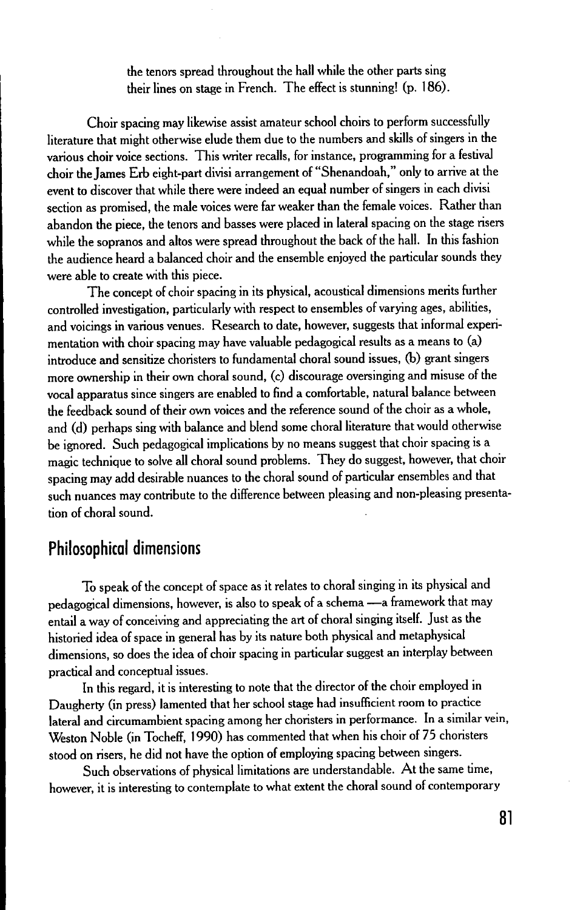the tenors spread throughout the hall while the other parts sing their lines on stage in French. The effect is stunning! (p. 186).

Choir spacing may likewise assist amateur school choirs to perform successfully literature that might otherwise elude them due to the numbers and skills of singers in the various choir voice sections. This writer recalls, for instance, programming for a festival choir the James Erb eight-part divisi arrangement of "Shenandoah," only to arrive at the event to discover that while there were indeed an equal number of singers in each divisi section as promised, the male voices were far weaker than the female voices. Rather than abandon the piece, the tenors and basses were placed in lateral spacing on the stage risers while the sopranos and altos were spread throughout the back of the hall. In this fashion the audience heard a balanced choir and the ensemble enjoyed the particular sounds they were able to create with this piece.

The concept of choir spacing in its physical, acoustical dimensions merits further controlled investigation, particularly with respect to ensembles of varying ages, abilities, and voicings in various venues. Research to date, however, suggests that informal experimentation with choir spacing may have valuable pedagogical results as a means to (a) introduce and sensitize choristers to fundamental choral sound issues, (b) grant singers more ownership in their own choral sound, (c) discourage oversinging and misuse of the vocal apparatus since singers are enabled to find a comfortable, natural balance between the feedback sound of their own voices and the reference sound of the choir as a whole, and (d) perhaps sing with balance and blend some choral literature that would otherwise be ignored. Such pedagogical implications by no means suggest that choir spacing is a magic technique to solve all choral sound problems. They do suggest, however, that choir spacing may add desirable nuances to the choral sound of particular ensembles and that such nuances may contribute to the difference between pleasing and non-pleasing presentation of choral sound.

## Philosophical dimensions

To speak of the concept of space as it relates to choral singing in its physical and pedagogical dimensions, however, is also to speak of a schema —a framework that may entail a way of conceiving and appreciating the art of choral singing itself. Just as the historied idea of space in general has by its nature both physical and metaphysical dimensions, so does the idea of choir spacing in particular suggest an interplay between practical and conceptual issues.

In this regard, it is interesting to note that the director of the choir employed in Daugherty (in press) lamented that her school stage had insufficient room to practice lateral and circumambient spacing among her choristers in performance. In a similar vein, Weston Noble (in Tocheff, 1990) has commented that when his choir of 75 choristers stood on risers, he did not have the option of employing spacing between singers.

Such observations of physical limitations are understandable. At the same time, however, it is interesting to contemplate to what extent the choral sound of contemporary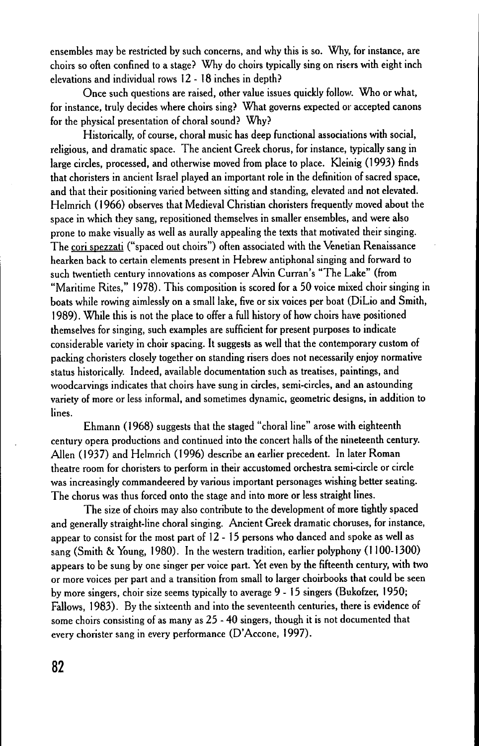ensembles may be restricted by such concerns, and why this is so. Why, for instance, are choirs so often confined to a stage? Why do choirs typically sing on risers with eight inch elevations and individual rows 12 - 18 inches in depth?

Once such questions are raised, other value issues quickly follow. Who or what, for instance, truly decides where choirs sing? What governs expected or accepted canons for the physical presentation of choral sound? Why?

Historically, of course, choral music has deep functional associations with social, religious, and dramatic space. The ancient Greek chorus, for instance, typically sang in large circles, processed, and otherwise moved from place to place. Kleinig (1993) finds that choristers in ancient Israel played an important role in the definition of sacred space, and that their positioning varied between sitting and standing, elevated and not elevated. Helmrich (1966) observes that Medieval Christian choristers frequently moved about the space in which they sang, repositioned themselves in smaller ensembles, and were also prone to make visually as well as aurally appealing the texts that motivated their singing. The <u>cori spezzati</u> ("spaced out choirs") often associated with the Venetian Renaissance hearken back to certain elements present in Hebrew antiphonal singing and forward to such twentieth century innovations as composer Alvin Curran's "The Lake" (from "Maritime Rites," 1978). This composition is scored for a 50 voice mixed choir singing in boats while rowing aimlessly on a small lake, five or six voices per boat (DiLio and Smith, 1989). While this is not the place to offer a full history of how choirs have positioned themselves for singing, such examples are sufficient for present purposes to indicate considerable variety in choir spacing. It suggests as well that the contemporary custom of packing choristers closely together on standing risers does not necessarily enjoy normative status historically. Indeed, available documentation such as treatises, paintings, and woodcarvings indicates that choirs have sung in circles, semi-circles, and an astounding variety of more or less informal, and sometimes dynamic, geometric designs, in addition to lines.

Ehmann (1968) suggests that the staged "choral line" arose with eighteenth century opera productions and continued into the concert halls of the nineteenth century. Allen (1937) and Helmrich (1996) describe an earlier precedent. In later Roman theatre room for choristers to perform in their accustomed orchestra semi-circle or circle was increasingly commandeered by various important personages wishing better seating. The chorus was thus forced onto the stage and into more or less straight lines.

The size of choirs may also contribute to the development of more tightly spaced and generally straight-line choral singing. Ancient Greek dramatic choruses, for instance, appear to consist for the most part of 12 - 15 persons who danced and spoke as well as sang (Smith & Young, 1980). In the western tradition, earlier polyphony (1100-1300) appears to be sung by one singer per voice part. Yet even by the fifteenth century, with two or more voices per part and a transition from small to larger choirbooks that could be seen by more singers, choir size seems typically to average 9 - 15 singers (Bukofzer, 1950; Fallows, 1983). By the sixteenth and into the seventeenth centuries, there is evidence of some choirs consisting of as many as 25 - 40 singers, though it is not documented that every chorister sang in every performance (D'Accone, 1997).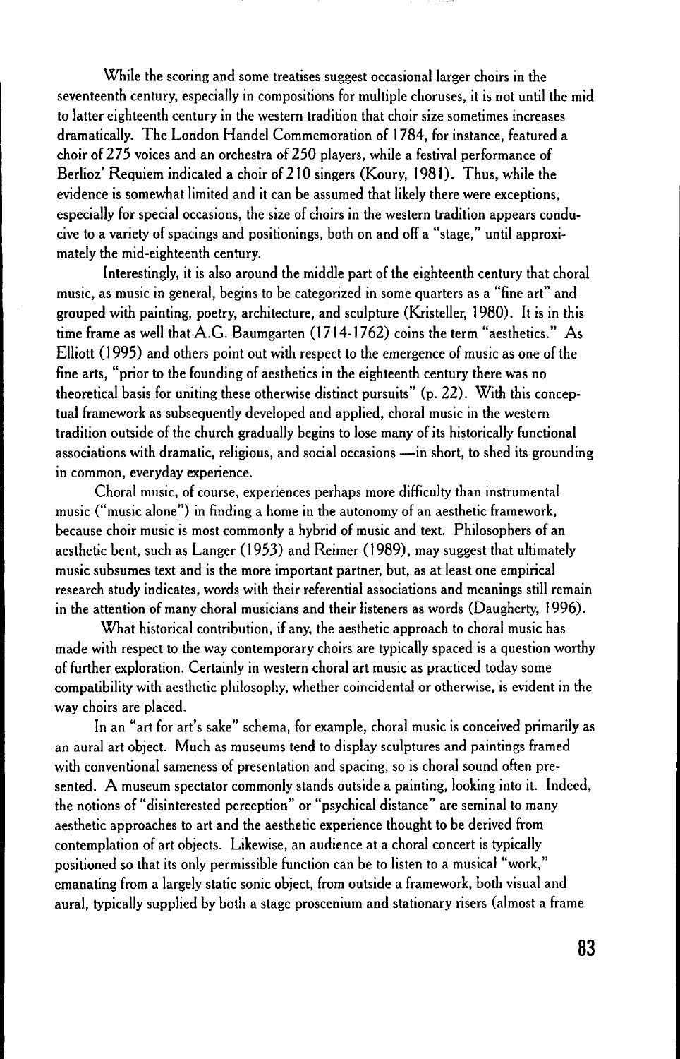While the scoring and some treatises suggest occasional larger choirs in the seventeenth century, especially in compositions for multiple choruses, it is not until the mid to latter eighteenth century in the western tradition that choir size sometimes increases dramatically. The London Handel Commemoration of 1784, for instance, featured a choir of 275 voices and an orchestra of 250 players, while a festival performance of Berlioz' Requiem indicated a choir of 210 singers (Koury, 1981). Thus, while the evidence is somewhat limited and it can be assumed that likely there were exceptions, especially for special occasions, the size of choirs in the western tradition appears conducive to a variety of spacings and positionings, both on and off a "stage," until approximately the mid-eighteenth century.

Interestingly, it is also around the middle part of the eighteenth century that choral music, as music in general, begins to be categorized in some quarters as a "fine art" and grouped with painting, poetry, architecture, and sculpture (Kristeller, 1980). It is in this time frame as well that A.G. Baumgarten (1714-1762) coins the term "aesthetics." As Elliott (1995) and others point out with respect to the emergence of music as one of the fine arts, "prior to the founding of aesthetics in the eighteenth century there was no theoretical basis for uniting these otherwise distinct pursuits" (p. 22). With this conceptual framework as subsequently developed and applied, choral music in the western tradition outside of the church gradually begins to lose many of its historically functional associations with dramatic, religious, and social occasions —in short, to shed its grounding in common, everyday experience.

Choral music, of course, experiences perhaps more difficulty than instrumental music ("music alone") in finding a home in the autonomy of an aesthetic framework, because choir music is most commonly a hybrid of music and text. Philosophers of an aesthetic bent, such as Langer (1953) and Reimer (1989), may suggest that ultimately music subsumes text and is the more important partner, but, as at least one empirical research study indicates, words with their referential associations and meanings still remain in the attention of many choral musicians and their listeners as words (Daugherty, 1996).

What historical contribution, if any, the aesthetic approach to choral music has made with respect to the way contemporary choirs are typically spaced is a question worthy of further exploration. Certainly in western choral art music as practiced today some compatibility with aesthetic philosophy, whether coincidental or otherwise, is evident in the way choirs are placed.

In an "art for art's sake" schema, for example, choral music is conceived primarily as an aural art object. Much as museums tend to display sculptures and paintings framed with conventional sameness of presentation and spacing, so is choral sound often presented. A museum spectator commonly stands outside a painting, looking into it. Indeed, the notions of "disinterested perception" or "psychical distance" are seminal to many aesthetic approaches to art and the aesthetic experience thought to be derived from contemplation of art objects. Likewise, an audience at a choral concert is typically positioned so that its only permissible function can be to listen to a musical "work," emanating from a largely static sonic object, from outside a framework, both visual and aural, typically supplied by both a stage proscenium and stationary risers (almost a frame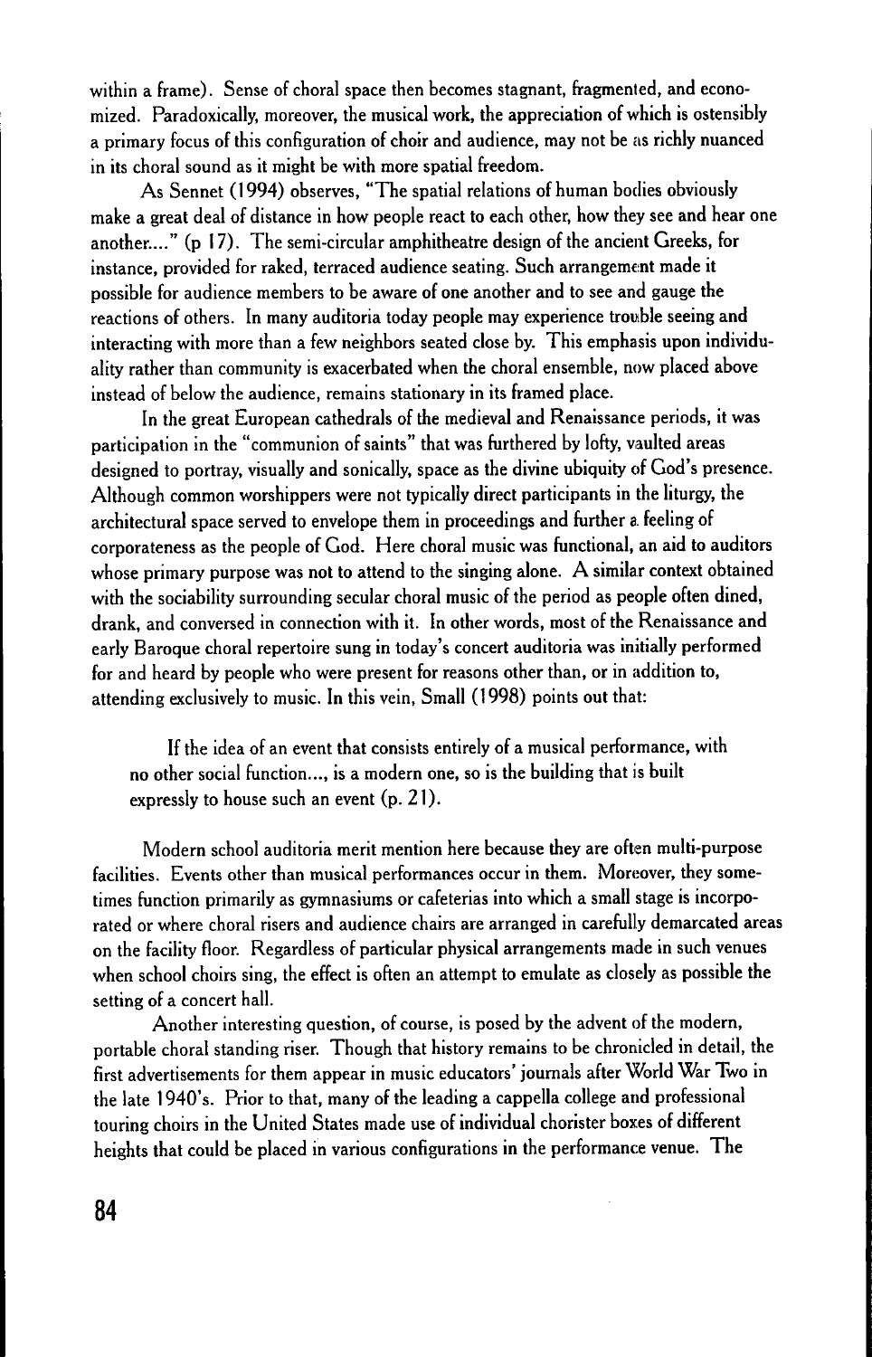within a frame). Sense of choral space then becomes stagnant, fragmented, and economized. Paradoxically, moreover, the musical work, the appreciation of which is ostensibly a primary focus of this configuration of choir and audience, may not be as richly nuanced in its choral sound as it might be with more spatial freedom.

As Sennet (1994) observes, "The spatial relations of human bodies obviously make a great deal of distance in how people react to each other, how they see and hear one another...." (p 17). The semi-circular amphitheatre design of the ancient Greeks, for instance, provided for raked, terraced audience seating. Such arrangement made it possible for audience members to be aware of one another and to see and gauge the reactions of others. In many auditoria today people may experience trouble seeing and interacting with more than a few neighbors seated close by. This emphasis upon individuality rather than community is exacerbated when the choral ensemble, now placed above instead of below the audience, remains stationary in its framed place.

In the great European cathedrals of the medieval and Renaissance periods, it was participation in the "communion of saints" that was furthered by lofty, vaulted areas designed to portray, visually and sonically, space as the divine ubiquity of God's presence. Although common worshippers were not typically direct participants in the liturgy, the architectural space served to envelope them in proceedings and further a feeling of corporateness as the people of God. Here choral music was functional, an aid to auditors whose primary purpose was not to attend to the singing alone. A similar context obtained with the sociability surrounding secular choral music of the period as people often dined, drank, and conversed in connection with it. In other words, most of the Renaissance and early Baroque choral repertoire sung in today's concert auditoria was initially performed for and heard by people who were present for reasons other than, or in addition to, attending exclusively to music. In this vein, Small (1998) points out that:

> If the idea of an event that consists entirely of a musical performance, with no other social function..., is a modern one, so is the building that is built expressly to house such an event (p. 21).

Modern school auditoria merit mention here because they are often multi-purpose facilities. Events other than musical performances occur in them. Moreover, they sometimes function primarily as gymnasiums or cafeterias into which a small stage is incorporated or where choral risers and audience chairs are arranged in carefully demarcated areas on the facility floor. Regardless of particular physical arrangements made in such venues when school choirs sing, the effect is often an attempt to emulate as closely as possible the setting of a concert hall.

Another interesting question, of course, is posed by the advent of the modern, portable choral standing riser. Though that history remains to be chronicled in detail, the first advertisements for them appear in music educators' journals after World War Two in the late 1940's. Prior to that, many of the leading a cappella college and professional touring choirs in the United States made use of individual chorister boxes of different heights that could be placed in various configurations in the performance venue. The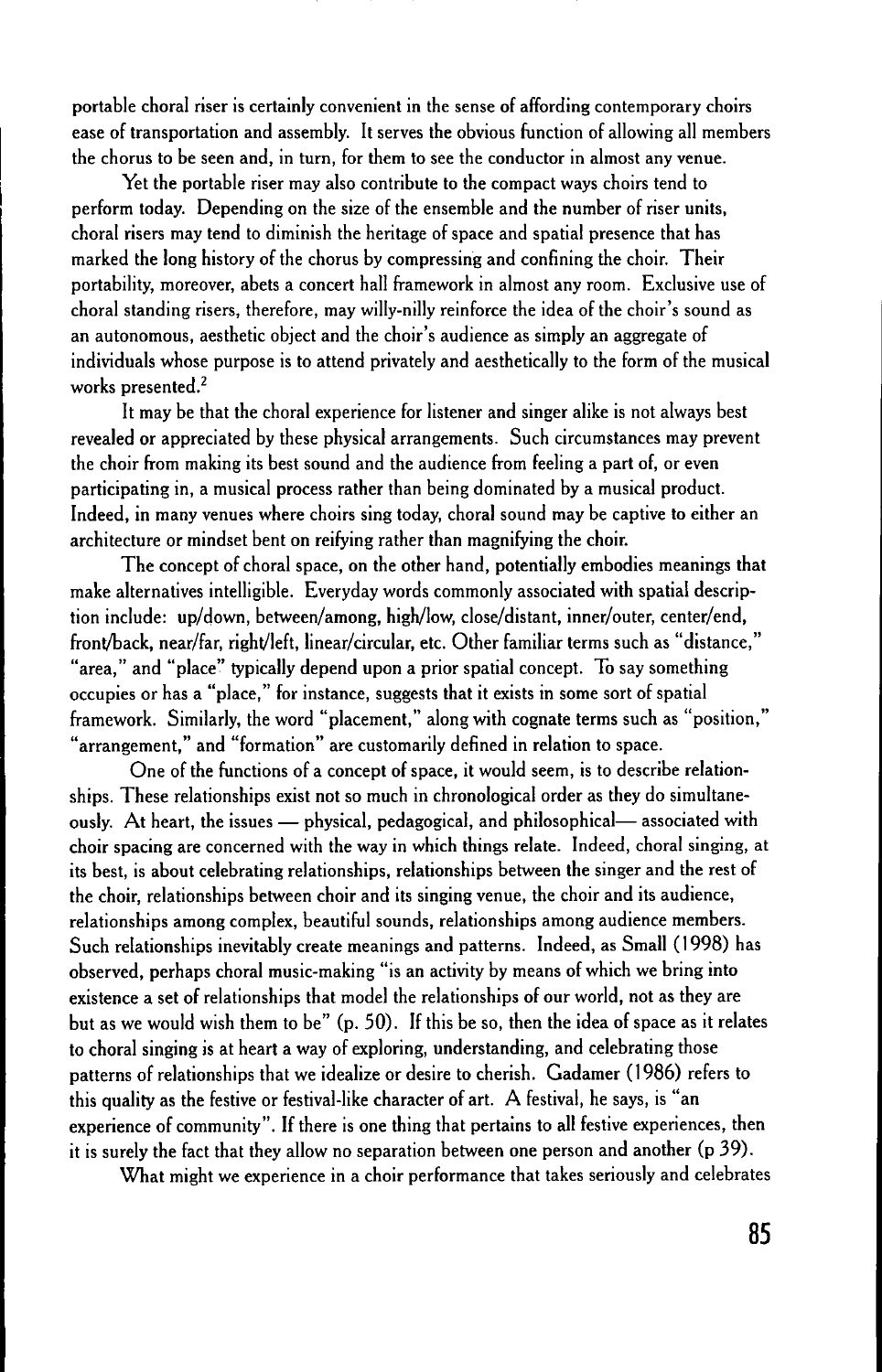portable choral riser is certainly convenient in the sense of affording contemporary choirs ease of transportation and assembly. It serves the obvious function of allowing all members the chorus to be seen and, in turn, for them to see the conductor in almost any venue.

Yet the portable riser may also contribute to the compact ways choirs tend to perform today. Depending on the size of the ensemble and the number of riser units, choral risers may tend to diminish the heritage of space and spatial presence that has marked the long history of the chorus by compressing and confining the choir. Their portability, moreover, abets a concert hall framework in almost any room. Exclusive use of choral standing risers, therefore, may willy-nilly reinforce the idea of the choir's sound as an autonomous, aesthetic object and the choir's audience as simply an aggregate of individuals whose purpose is to attend privately and aesthetically to the form of the musical works presented.[2]

It may be that the choral experience for listener and singer alike is not always best revealed or appreciated by these physical arrangements. Such circumstances may prevent the choir from making its best sound and the audience from feeling a part of, or even participating in, a musical process rather than being dominated by a musical product. Indeed, in many venues where choirs sing today, choral sound may be captive to either an architecture or mindset bent on reifying rather than magnifying the choir.

The concept of choral space, on the other hand, potentially embodies meanings that make alternatives intelligible. Everyday words commonly associated with spatial description include: up/down, between/among, high/low, close/distant, inner/outer, center/end, front/back, near/far, right/left, linear/circular, etc. Other familiar terms such as "distance," "area," and "place" typically depend upon a prior spatial concept. To say something occupies or has a "place," for instance, suggests that it exists in some sort of spatial framework. Similarly, the word "placement," along with cognate terms such as "position," "arrangement," and "formation" are customarily defined in relation to space.

One of the functions of a concept of space, it would seem, is to describe relationships. These relationships exist not so much in chronological order as they do simultaneously. At heart, the issues — physical, pedagogical, and philosophical— associated with choir spacing are concerned with the way in which things relate. Indeed, choral singing, at its best, is about celebrating relationships, relationships between the singer and the rest of the choir, relationships between choir and its singing venue, the choir and its audience, relationships among complex, beautiful sounds, relationships among audience members. Such relationships inevitably create meanings and patterns. Indeed, as Small (1998) has observed, perhaps choral music-making "is an activity by means of which we bring into existence a set of relationships that model the relationships of our world, not as they are but as we would wish them to be" (p. 50). If this be so, then the idea of space as it relates to choral singing is at heart a way of exploring, understanding, and celebrating those patterns of relationships that we idealize or desire to cherish. Gadamer (1986) refers to this quality as the festive or festival-like character of art. A festival, he says, is "an experience of community". If there is one thing that pertains to all festive experiences, then it is surely the fact that they allow no separation between one person and another (p 39).

What might we experience in a choir performance that takes seriously and celebrates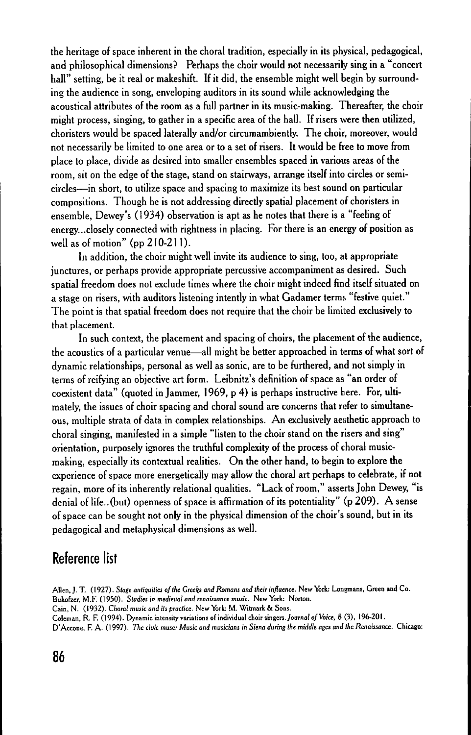the heritage of space inherent in the choral tradition, especially in its physical, pedagogical, and philosophical dimensions? Perhaps the choir would not necessarily sing in a "concert hall" setting, be it real or makeshift. If it did, the ensemble might well begin by surrounding the audience in song, enveloping auditors in its sound while acknowledging the acoustical attributes of the room as a full partner in its music-making. Thereafter, the choir might process, singing, to gather in a specific area of the hall. If risers were then utilized, choristers would be spaced laterally and/or circumambiently. The choir, moreover, would not necessarily be limited to one area or to a set of risers. It would be free to move from place to place, divide as desired into smaller ensembles spaced in various areas of the room, sit on the edge of the stage, stand on stairways, arrange itself into circles or semi-circles—in short, to utilize space and spacing to maximize its best sound on particular compositions. Though he is not addressing directly spatial placement of choristers in ensemble, Dewey's (1934) observation is apt as he notes that there is a "feeling of energy...closely connected with rightness in placing. For there is an energy of position as well as of motion" (pp 210-211).

In addition, the choir might well invite its audience to sing, too, at appropriate junctures, or perhaps provide appropriate percussive accompaniment as desired. Such spatial freedom does not exclude times where the choir might indeed find itself situated on a stage on risers, with auditors listening intently in what Gadamer terms "festive quiet." The point is that spatial freedom does not require that the choir be limited exclusively to that placement.

In such context, the placement and spacing of choirs, the placement of the audience, the acoustics of a particular venue—all might be better approached in terms of what sort of dynamic relationships, personal as well as sonic, are to be furthered, and not simply in terms of reifying an objective art form. Leibnitz's definition of space as "an order of coexistent data" (quoted in Jammer, 1969, p 4) is perhaps instructive here. For, ultimately, the issues of choir spacing and choral sound are concerns that refer to simultaneous, multiple strata of data in complex relationships. An exclusively aesthetic approach to choral singing, manifested in a simple "listen to the choir stand on the risers and sing" orientation, purposely ignores the truthful complexity of the process of choral music-making, especially its contextual realities. On the other hand, to begin to explore the experience of space more energetically may allow the choral art perhaps to celebrate, if not regain, more of its inherently relational qualities. "Lack of room," asserts John Dewey, "is denial of life..(but) openness of space is affirmation of its potentiality" (p 209). A sense of space can be sought not only in the physical dimension of the choir's sound, but in its pedagogical and metaphysical dimensions as well.

## Reference list

Allen, J. T. (1927). *Stage antiquities of the Greeks and Romans and their influence.* New York: Longmans, Green and Co.

Bukofzer, M.F. (1950). *Studies in medieval and renaissance music.* New York: Norton.

Cain, N. (1932). *Choral music and its practice.* New York: M. Witmark & Sons.

Coleman, R. F. (1994). Dynamic intensity variations of individual choir singers. *Journal of Voice,* 8 (3), 196-201.

D'Accone, F. A. (1997). *The civic muse: Music and musicians in Siena during the middle ages and the Renaissance.* Chicago: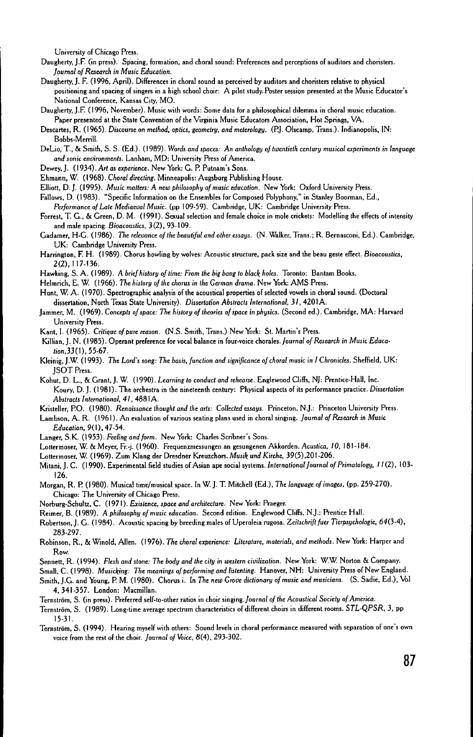University of Chicago Press.

Daugherty, J.F. (in press). Spacing, formation, and choral sound: Preferences and perceptions of auditors and choristers. *Journal of Research in Music Education.*

Daugherty, J. F. (1996, April). Differences in choral sound as perceived by auditors and choristers relative to physical positioning and spacing of singers in a high school choir: A pilot study. Poster session presented at the Music Educator's National Conference, Kansas City, MO.

Daugherty, J.F. (1996, November). Music with words: Some data for a philosophical dilemma in choral music education. Paper presented at the State Convention of the Virginia Music Educators Association, Hot Springs, VA.

Descartes, R. (1965). *Discourse on method, optics, geometry, and meterology.* (P.J. Olscamp, Trans.). Indianapolis, IN: Bobbs-Merrill.

DeLio, T., & Smith, S. S. (Ed.). (1989). *Words and spaces: An anthology of twentieth century musical experiments in language and sonic environments.* Lanham, MD: University Press of America.

Dewey, J. (1934). *Art as experience.* New York: G. P. Putnam's Sons.

Ehmann, W. (1968). *Choral directing.* Minneapolis: Augsburg Publishing House.

Elliott, D. J. (1995). *Music matters: A new philosophy of music education.* New York: Oxford University Press.

Fallows, D. (1983). "Specific Information on the Ensembles for Composed Polyphony," in Stanley Boorman, Ed., *Performance of Late Mediaeval Music.* (pp 109-59). Cambridge, UK: Cambridge University Press.

Forrest, T. G., & Green, D. M. (1991). Sexual selection and female choice in mole crickets: Modelling the effects of intensity and male spacing. *Bioacoustics,* 3(2), 93-109.

Gadamer, H-G. (1986). *The relevance of the beautiful and other essays.* (N. Walker, Trans.; R. Bernasconi, Ed.). Cambridge, UK: Cambridge University Press.

Harrington, F. H. (1989). Chorus howling by wolves: Acoustic structure, pack size and the beau geste effect. *Bioacoustics,* 2(2), 117-136.

Hawking, S. A. (1989). *A brief history of time: From the big bang to black holes.* Toronto: Bantam Books.

Helmrich, E. W. (1966). *The history of the chorus in the German drama.* New York: AMS Press.

Hunt, W. A. (1970). Spectrographic analysis of the acoustical properties of selected vowels in choral sound. (Doctoral dissertation, North Texas State University). *Dissertation Abstracts International, 31,* 4201A.

Jammer, M. (1969). *Concepts of space: The history of theories of space in physics.* (Second ed.). Cambridge, MA: Harvard University Press.

Kant, I. (1965). *Critique of pure reason.* (N.S. Smith, Trans.) New York: St. Martin's Press.

Killian, J. N. (1985). Operant preference for vocal balance in four-voice chorales. *Journal of Research in Music Education,* 33(1), 55-67.

Kleinig, J.W. (1993). *The Lord's song: The basis, function and significance of choral music in I Chronicles.* Sheffield, UK: JSOT Press.

Kohut, D. L., & Grant, J. W. (1990). *Learning to conduct and rehearse.* Englewood Cliffs, NJ: Prentice-Hall, Inc.

Koury, D. J. (1981). The orchestra in the nineteenth century: Physical aspects of its performance practice. *Dissertation Abstracts International, 41,* 4881A.

Kristeller, P.O. (1980). *Renaissance thought and the arts: Collected essays.* Princeton, N.J.: Princeton University Press.

Lambson, A. R. (1961). An evaluation of various seating plans used in choral singing. *Journal of Research in Music Education,* 9(1), 47-54.

Langer, S.K. (1953). *Feeling and form.* New York: Charles Scribner's Sons.

Lottermoser, W. & Meyer, Fr.-j. (1960). Frequenzmessungen an gesungenen Akkorden. *Acustica, 10,* 181-184.

Lottermoser, W. (1969). Zum Klang der Dresdner Kreuzchors. *Musik und Kirche,* 39(5),201-206.

Mitani, J. C. (1990). Experimental field studies of Asian ape social systems. *International Journal of Primatology,* 11(2), 103-126.

Morgan, R. P. (1980). Musical time/musical space. In W. J. T. Mitchell (Ed.), *The language of images,* (pp. 259-270). Chicago: The University of Chicago Press.

Norburg-Schultz, C. (1971). *Existence, space and architecture.* New York: Praeger.

Reimer, B. (1989). *A philosophy of music education.* Second edition. Englewood Cliffs, N.J.: Prentice Hall.

Robertson, J. G. (1984). Acoustic spacing by breeding males of Uperoleia rugosa. *Zeitschrift fuer Tierpsychologie,* 64(3-4), 283-297.

Robinson, R., & Winold, Allen. (1976). *The choral experience: Literature, materials, and methods.* New York: Harper and Row.

Sennett, R. (1994). *Flesh and stone: The body and the city in western civilization.* New York: W.W. Norton & Company.

Small, C. (1998). *Musicking: The meanings of performing and listening.* Hanover, NH: University Press of New England.

Smith, J.G. and Young, P. M. (1980). Chorus i. In *The new Grove dictionary of music and musicians.* (S. Sadie, Ed.), Vol 4, 341-357. London: Macmillan.

Ternström, S. (in press). Preferred self-to-other ratios in choir singing. *Journal of the Acoustical Society of America.*

Ternström, S. (1989). Long-time average spectrum characteristics of different choirs in different rooms. *STL-QPSR,* 3, pp 15-31.

Ternström, S. (1994). Hearing myself with others: Sound levels in choral performance measured with separation of one's own voice from the rest of the choir. *Journal of Voice,* 8(4), 293-302.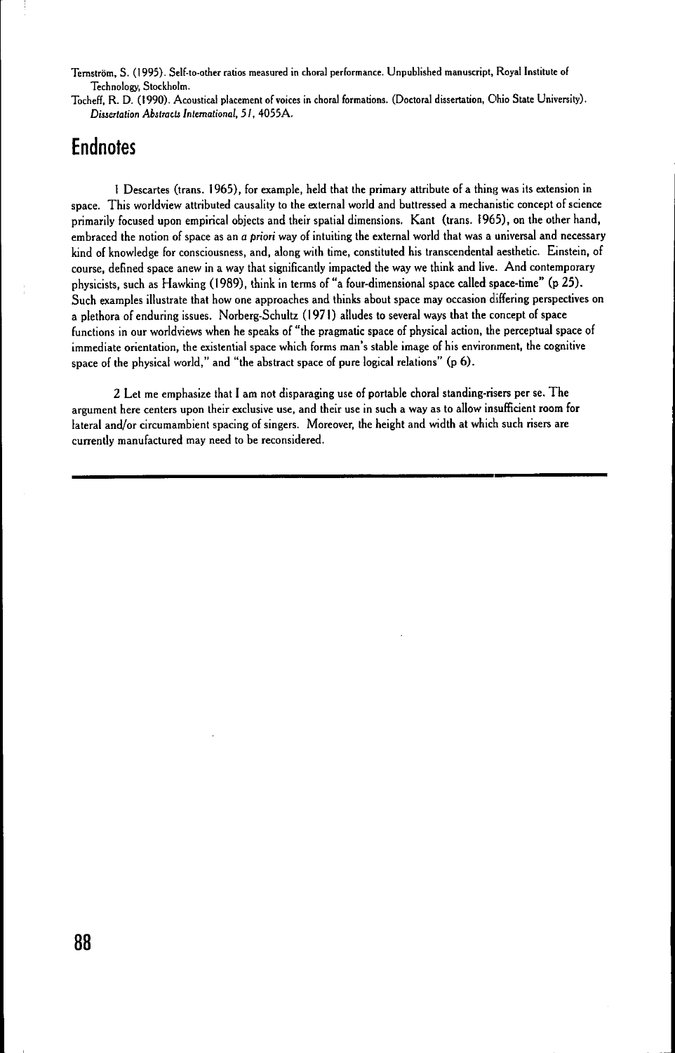Ternström, S. (1995). Self-to-other ratios measured in choral performance. Unpublished manuscript, Royal Institute of Technology, Stockholm.

Tocheff, R. D. (1990). Acoustical placement of voices in choral formations. (Doctoral dissertation, Ohio State University). *Dissertation Abstracts International, 51*, 4055A.

## Endnotes

1 Descartes (trans. 1965), for example, held that the primary attribute of a thing was its extension in space. This worldview attributed causality to the external world and buttressed a mechanistic concept of science primarily focused upon empirical objects and their spatial dimensions. Kant (trans. 1965), on the other hand, embraced the notion of space as an *a priori* way of intuiting the external world that was a universal and necessary kind of knowledge for consciousness, and, along with time, constituted his transcendental aesthetic. Einstein, of course, defined space anew in a way that significantly impacted the way we think and live. And contemporary physicists, such as Hawking (1989), think in terms of "a four-dimensional space called space-time" (p 25). Such examples illustrate that how one approaches and thinks about space may occasion differing perspectives on a plethora of enduring issues. Norberg-Schultz (1971) alludes to several ways that the concept of space functions in our worldviews when he speaks of "the pragmatic space of physical action, the perceptual space of immediate orientation, the existential space which forms man's stable image of his environment, the cognitive space of the physical world," and "the abstract space of pure logical relations" (p 6).

2 Let me emphasize that I am not disparaging use of portable choral standing-risers per se. The argument here centers upon their exclusive use, and their use in such a way as to allow insufficient room for lateral and/or circumambient spacing of singers. Moreover, the height and width at which such risers are currently manufactured may need to be reconsidered.